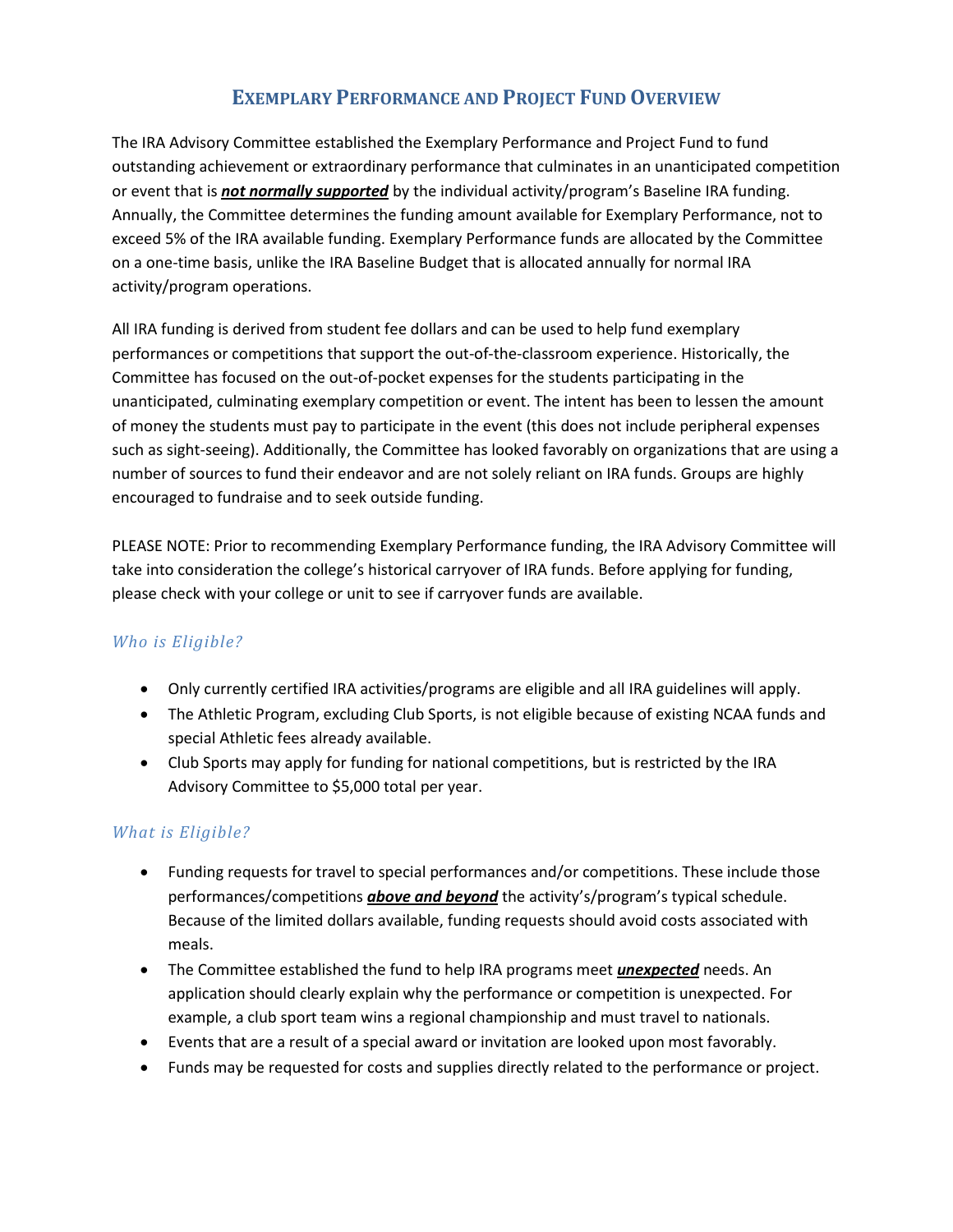# Exemplary Performance and Project Fund Overview

The IRA Advisory Committee established the Exemplary Performance and Project Fund to fund outstanding achievement or extraordinary performance that culminates in an unanticipated competition or event that is ***not normally supported*** by the individual activity/program's Baseline IRA funding. Annually, the Committee determines the funding amount available for Exemplary Performance, not to exceed 5% of the IRA available funding. Exemplary Performance funds are allocated by the Committee on a one-time basis, unlike the IRA Baseline Budget that is allocated annually for normal IRA activity/program operations.

All IRA funding is derived from student fee dollars and can be used to help fund exemplary performances or competitions that support the out-of-the-classroom experience. Historically, the Committee has focused on the out-of-pocket expenses for the students participating in the unanticipated, culminating exemplary competition or event. The intent has been to lessen the amount of money the students must pay to participate in the event (this does not include peripheral expenses such as sight-seeing). Additionally, the Committee has looked favorably on organizations that are using a number of sources to fund their endeavor and are not solely reliant on IRA funds. Groups are highly encouraged to fundraise and to seek outside funding.

PLEASE NOTE: Prior to recommending Exemplary Performance funding, the IRA Advisory Committee will take into consideration the college's historical carryover of IRA funds. Before applying for funding, please check with your college or unit to see if carryover funds are available.

## *Who is Eligible?*

- Only currently certified IRA activities/programs are eligible and all IRA guidelines will apply.
- The Athletic Program, excluding Club Sports, is not eligible because of existing NCAA funds and special Athletic fees already available.
- Club Sports may apply for funding for national competitions, but is restricted by the IRA Advisory Committee to $5,000 total per year.

## *What is Eligible?*

- Funding requests for travel to special performances and/or competitions. These include those performances/competitions ***above and beyond*** the activity's/program's typical schedule. Because of the limited dollars available, funding requests should avoid costs associated with meals.
- The Committee established the fund to help IRA programs meet ***unexpected*** needs. An application should clearly explain why the performance or competition is unexpected. For example, a club sport team wins a regional championship and must travel to nationals.
- Events that are a result of a special award or invitation are looked upon most favorably.
- Funds may be requested for costs and supplies directly related to the performance or project.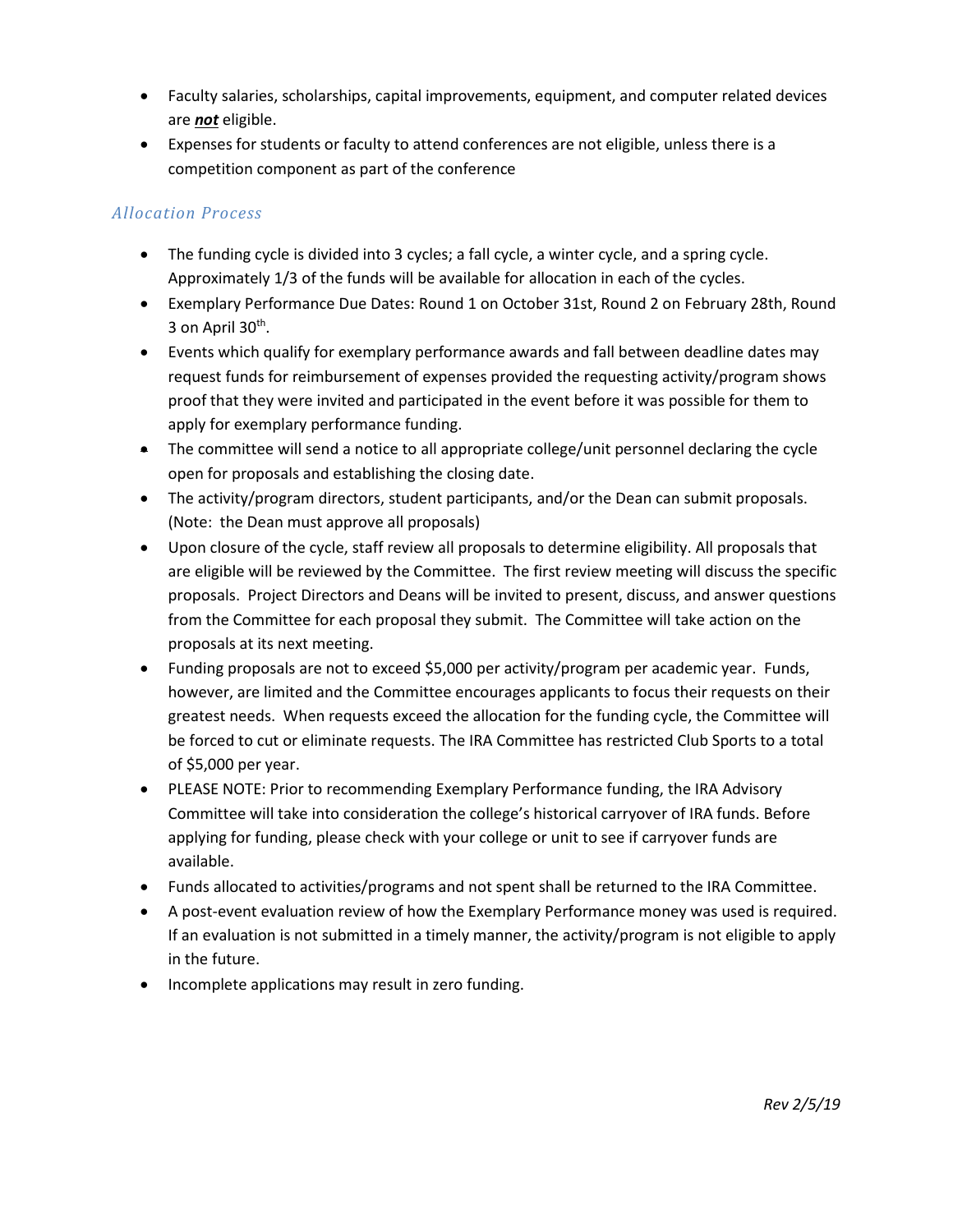- Faculty salaries, scholarships, capital improvements, equipment, and computer related devices are ***not*** eligible.
- Expenses for students or faculty to attend conferences are not eligible, unless there is a competition component as part of the conference

### *Allocation Process*

- The funding cycle is divided into 3 cycles; a fall cycle, a winter cycle, and a spring cycle. Approximately 1/3 of the funds will be available for allocation in each of the cycles.
- Exemplary Performance Due Dates: Round 1 on October 31st, Round 2 on February 28th, Round 3 on April 30th.
- Events which qualify for exemplary performance awards and fall between deadline dates may request funds for reimbursement of expenses provided the requesting activity/program shows proof that they were invited and participated in the event before it was possible for them to apply for exemplary performance funding.
- The committee will send a notice to all appropriate college/unit personnel declaring the cycle open for proposals and establishing the closing date.
- The activity/program directors, student participants, and/or the Dean can submit proposals. (Note: the Dean must approve all proposals)
- Upon closure of the cycle, staff review all proposals to determine eligibility. All proposals that are eligible will be reviewed by the Committee. The first review meeting will discuss the specific proposals. Project Directors and Deans will be invited to present, discuss, and answer questions from the Committee for each proposal they submit. The Committee will take action on the proposals at its next meeting.
- Funding proposals are not to exceed $5,000 per activity/program per academic year. Funds, however, are limited and the Committee encourages applicants to focus their requests on their greatest needs. When requests exceed the allocation for the funding cycle, the Committee will be forced to cut or eliminate requests. The IRA Committee has restricted Club Sports to a total of $5,000 per year.
- PLEASE NOTE: Prior to recommending Exemplary Performance funding, the IRA Advisory Committee will take into consideration the college's historical carryover of IRA funds. Before applying for funding, please check with your college or unit to see if carryover funds are available.
- Funds allocated to activities/programs and not spent shall be returned to the IRA Committee.
- A post-event evaluation review of how the Exemplary Performance money was used is required. If an evaluation is not submitted in a timely manner, the activity/program is not eligible to apply in the future.
- Incomplete applications may result in zero funding.

*Rev 2/5/19*